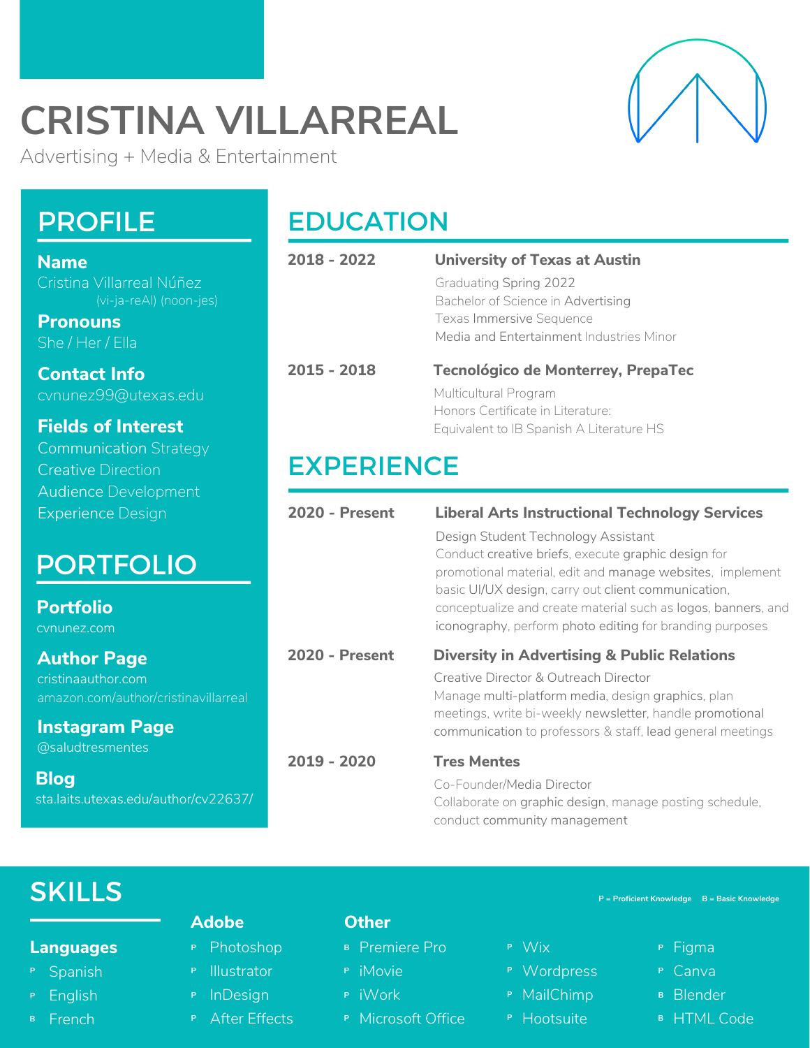# CRISTINA VILLARREAL

Advertising + Media & Entertainment

## PROFILE

**Name**
Cristina Villarreal Núñez
(vi-ja-reAl) (noon-jes)

**Pronouns**
She / Her / Ella

**Contact Info**
cvnunez99@utexas.edu

**Fields of Interest**
Communication Strategy
Creative Direction
Audience Development
Experience Design

## PORTFOLIO

**Portfolio**
cvnunez.com

**Author Page**
cristinaauthor.com
amazon.com/author/cristinavillarreal

**Instagram Page**
@saludtresmentes

**Blog**
sta.laits.utexas.edu/author/cv22637/

## EDUCATION

**2018 - 2022** — **University of Texas at Austin**
Graduating Spring 2022
Bachelor of Science in Advertising
Texas Immersive Sequence
Media and Entertainment Industries Minor

**2015 - 2018** — **Tecnológico de Monterrey, PrepaTec**
Multicultural Program
Honors Certificate in Literature:
Equivalent to IB Spanish A Literature HS

## EXPERIENCE

**2020 - Present** — **Liberal Arts Instructional Technology Services**
Design Student Technology Assistant
Conduct creative briefs, execute graphic design for promotional material, edit and manage websites, implement basic UI/UX design, carry out client communication, conceptualize and create material such as logos, banners, and iconography, perform photo editing for branding purposes

**2020 - Present** — **Diversity in Advertising & Public Relations**
Creative Director & Outreach Director
Manage multi-platform media, design graphics, plan meetings, write bi-weekly newsletter, handle promotional communication to professors & staff, lead general meetings

**2019 - 2020** — **Tres Mentes**
Co-Founder/Media Director
Collaborate on graphic design, manage posting schedule, conduct community management

## SKILLS

P = Proficient Knowledge  B = Basic Knowledge

**Languages**
- P Spanish
- P English
- B French

**Adobe**
- P Photoshop
- P Illustrator
- P InDesign
- P After Effects

**Other**
- B Premiere Pro
- P iMovie
- P iWork
- P Microsoft Office
- P Wix
- P Wordpress
- P MailChimp
- P Hootsuite
- P Figma
- P Canva
- B Blender
- B HTML Code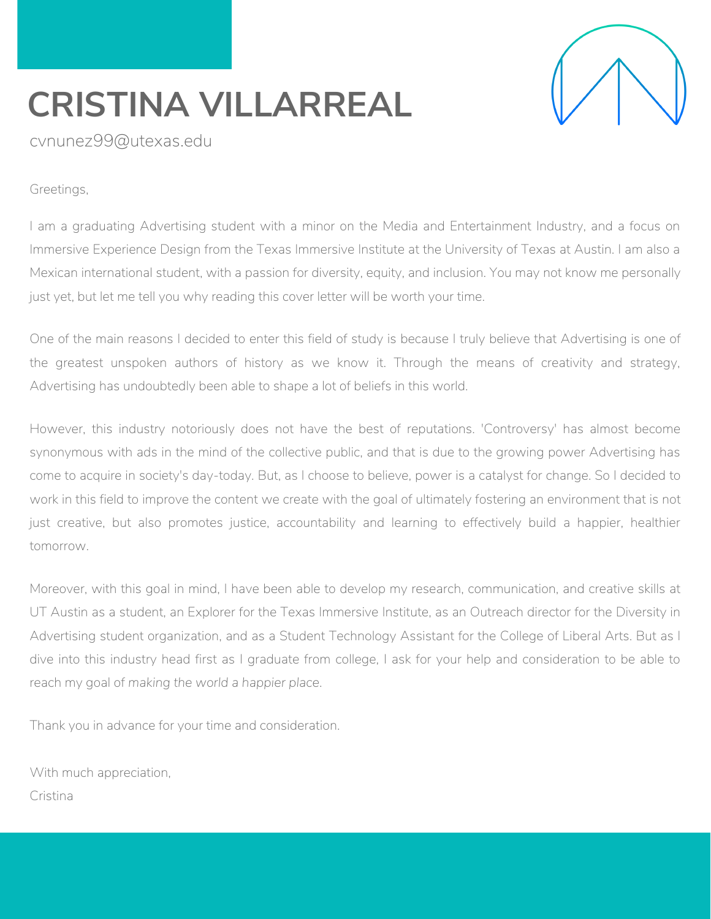# CRISTINA VILLARREAL

cvnunez99@utexas.edu

Greetings,

I am a graduating Advertising student with a minor on the Media and Entertainment Industry, and a focus on Immersive Experience Design from the Texas Immersive Institute at the University of Texas at Austin. I am also a Mexican international student, with a passion for diversity, equity, and inclusion. You may not know me personally just yet, but let me tell you why reading this cover letter will be worth your time.

One of the main reasons I decided to enter this field of study is because I truly believe that Advertising is one of the greatest unspoken authors of history as we know it. Through the means of creativity and strategy, Advertising has undoubtedly been able to shape a lot of beliefs in this world.

However, this industry notoriously does not have the best of reputations. 'Controversy' has almost become synonymous with ads in the mind of the collective public, and that is due to the growing power Advertising has come to acquire in society's day-today. But, as I choose to believe, power is a catalyst for change. So I decided to work in this field to improve the content we create with the goal of ultimately fostering an environment that is not just creative, but also promotes justice, accountability and learning to effectively build a happier, healthier tomorrow.

Moreover, with this goal in mind, I have been able to develop my research, communication, and creative skills at UT Austin as a student, an Explorer for the Texas Immersive Institute, as an Outreach director for the Diversity in Advertising student organization, and as a Student Technology Assistant for the College of Liberal Arts. But as I dive into this industry head first as I graduate from college, I ask for your help and consideration to be able to reach my goal of *making the world a happier place*.

Thank you in advance for your time and consideration.

With much appreciation,
Cristina